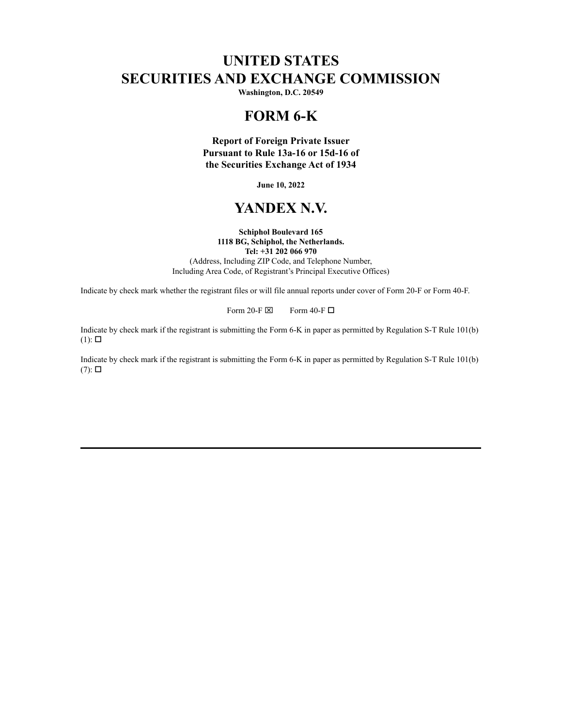# UNITED STATES
# SECURITIES AND EXCHANGE COMMISSION

**Washington, D.C. 20549**

# FORM 6-K

**Report of Foreign Private Issuer**
**Pursuant to Rule 13a-16 or 15d-16 of**
**the Securities Exchange Act of 1934**

**June 10, 2022**

# YANDEX N.V.

**Schiphol Boulevard 165**
**1118 BG, Schiphol, the Netherlands.**
**Tel: +31 202 066 970**
(Address, Including ZIP Code, and Telephone Number,
Including Area Code, of Registrant's Principal Executive Offices)

Indicate by check mark whether the registrant files or will file annual reports under cover of Form 20-F or Form 40-F.

Form 20-F ☒ Form 40-F ☐

Indicate by check mark if the registrant is submitting the Form 6-K in paper as permitted by Regulation S-T Rule 101(b)(1): ☐

Indicate by check mark if the registrant is submitting the Form 6-K in paper as permitted by Regulation S-T Rule 101(b)(7): ☐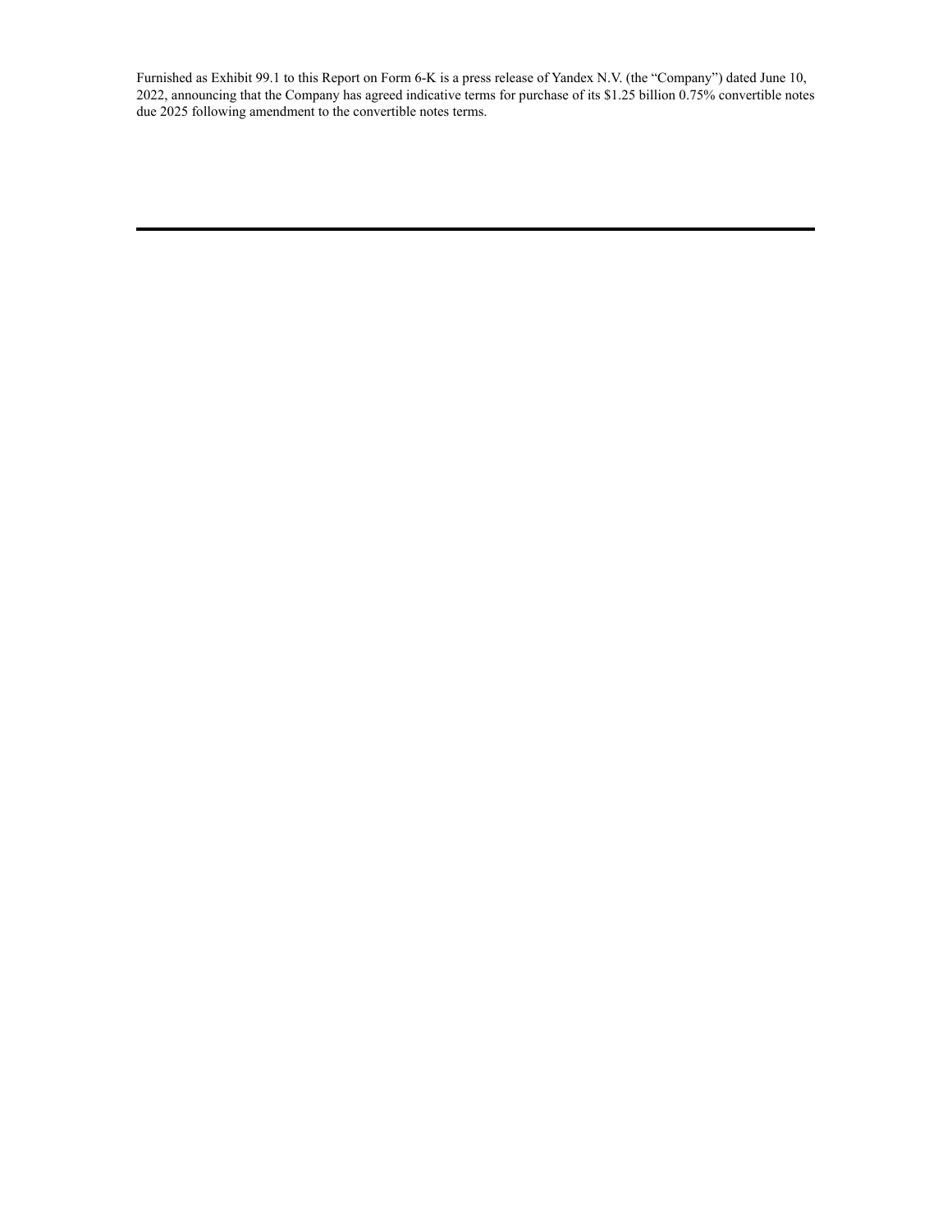Furnished as Exhibit 99.1 to this Report on Form 6-K is a press release of Yandex N.V. (the "Company") dated June 10, 2022, announcing that the Company has agreed indicative terms for purchase of its $1.25 billion 0.75% convertible notes due 2025 following amendment to the convertible notes terms.

---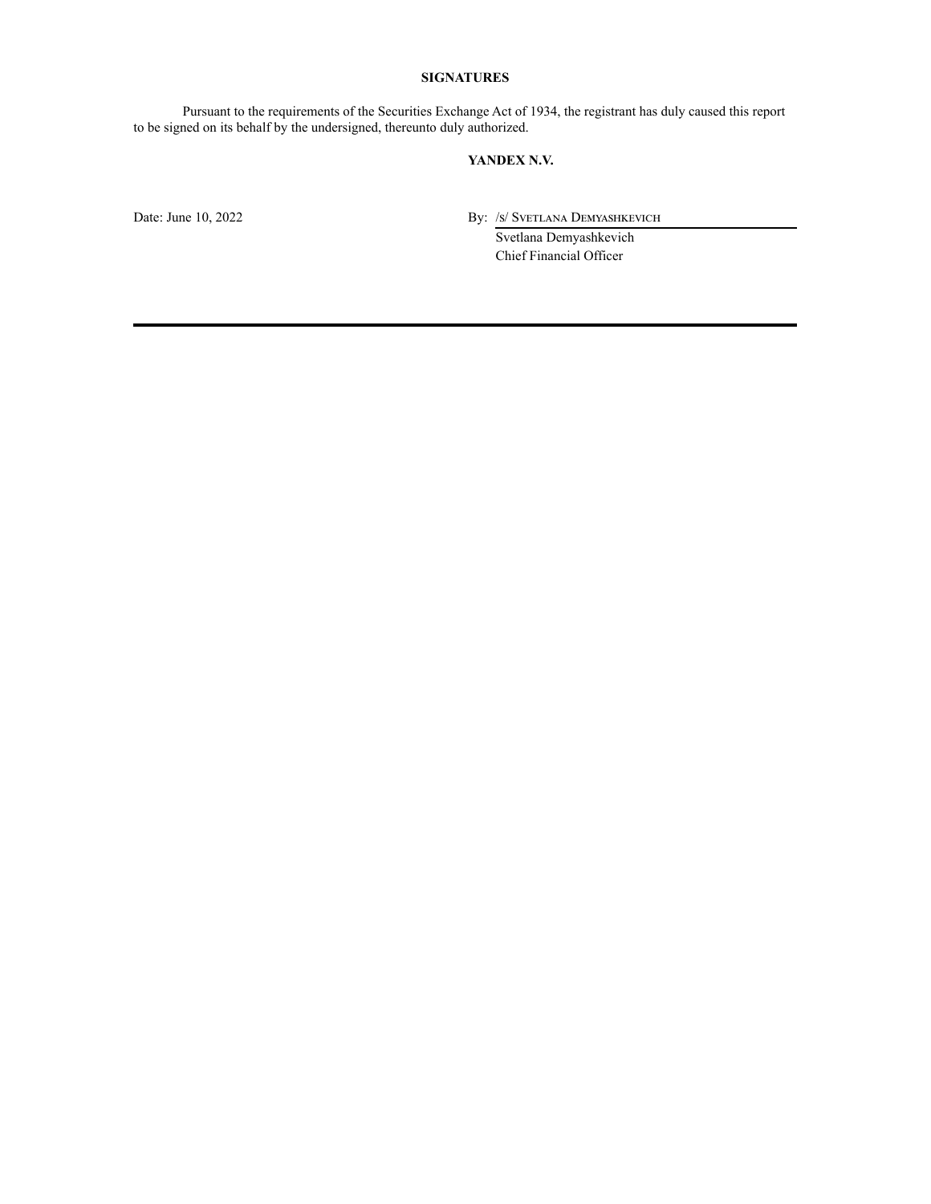## SIGNATURES

Pursuant to the requirements of the Securities Exchange Act of 1934, the registrant has duly caused this report to be signed on its behalf by the undersigned, thereunto duly authorized.

**YANDEX N.V.**

Date: June 10, 2022

By: /s/ SVETLANA DEMYASHKEVICH

Svetlana Demyashkevich
Chief Financial Officer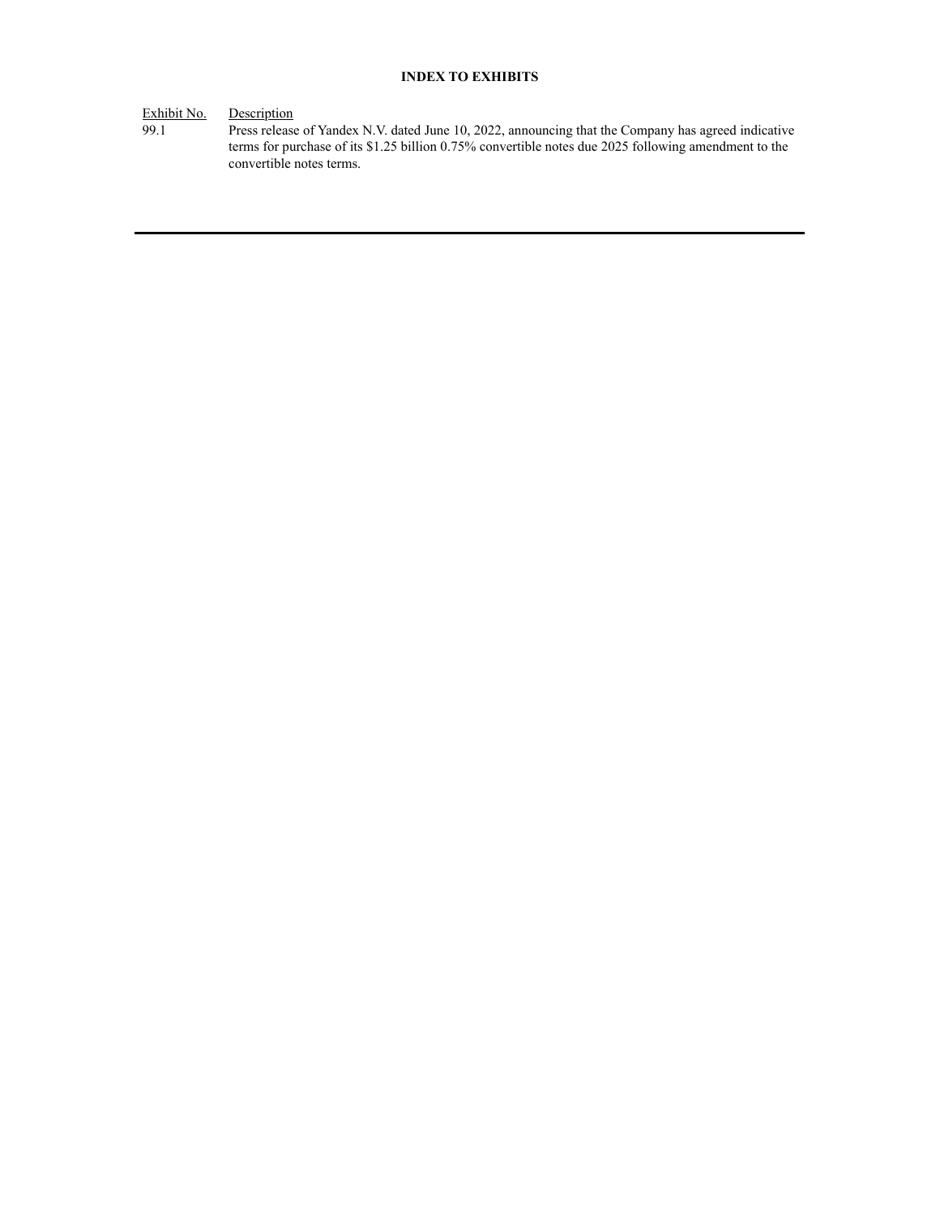**INDEX TO EXHIBITS**

| Exhibit No. | Description |
| --- | --- |
| 99.1 | Press release of Yandex N.V. dated June 10, 2022, announcing that the Company has agreed indicative terms for purchase of its $1.25 billion 0.75% convertible notes due 2025 following amendment to the convertible notes terms. |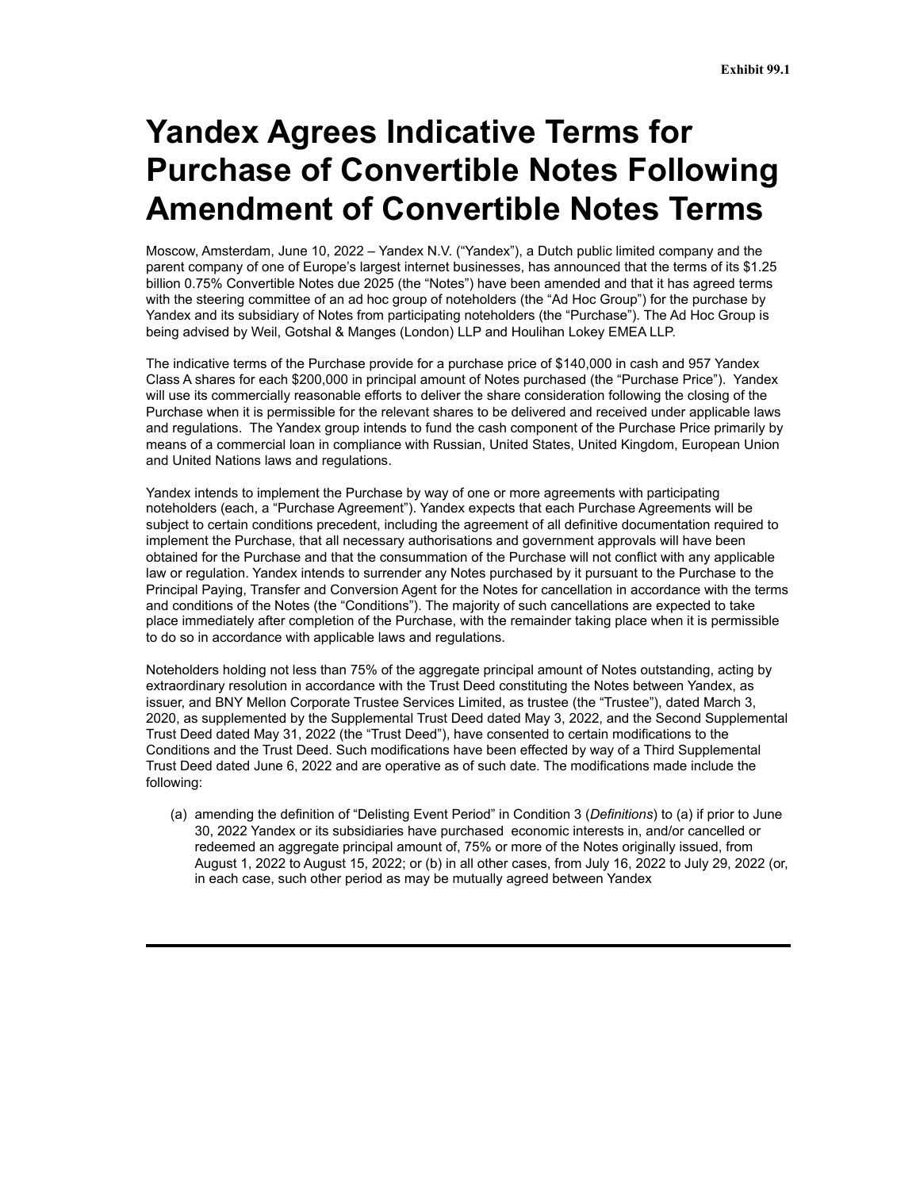Exhibit 99.1

# Yandex Agrees Indicative Terms for Purchase of Convertible Notes Following Amendment of Convertible Notes Terms

Moscow, Amsterdam, June 10, 2022 – Yandex N.V. ("Yandex"), a Dutch public limited company and the parent company of one of Europe's largest internet businesses, has announced that the terms of its $1.25 billion 0.75% Convertible Notes due 2025 (the "Notes") have been amended and that it has agreed terms with the steering committee of an ad hoc group of noteholders (the "Ad Hoc Group") for the purchase by Yandex and its subsidiary of Notes from participating noteholders (the "Purchase"). The Ad Hoc Group is being advised by Weil, Gotshal & Manges (London) LLP and Houlihan Lokey EMEA LLP.

The indicative terms of the Purchase provide for a purchase price of $140,000 in cash and 957 Yandex Class A shares for each $200,000 in principal amount of Notes purchased (the "Purchase Price"). Yandex will use its commercially reasonable efforts to deliver the share consideration following the closing of the Purchase when it is permissible for the relevant shares to be delivered and received under applicable laws and regulations. The Yandex group intends to fund the cash component of the Purchase Price primarily by means of a commercial loan in compliance with Russian, United States, United Kingdom, European Union and United Nations laws and regulations.

Yandex intends to implement the Purchase by way of one or more agreements with participating noteholders (each, a "Purchase Agreement"). Yandex expects that each Purchase Agreements will be subject to certain conditions precedent, including the agreement of all definitive documentation required to implement the Purchase, that all necessary authorisations and government approvals will have been obtained for the Purchase and that the consummation of the Purchase will not conflict with any applicable law or regulation. Yandex intends to surrender any Notes purchased by it pursuant to the Purchase to the Principal Paying, Transfer and Conversion Agent for the Notes for cancellation in accordance with the terms and conditions of the Notes (the "Conditions"). The majority of such cancellations are expected to take place immediately after completion of the Purchase, with the remainder taking place when it is permissible to do so in accordance with applicable laws and regulations.

Noteholders holding not less than 75% of the aggregate principal amount of Notes outstanding, acting by extraordinary resolution in accordance with the Trust Deed constituting the Notes between Yandex, as issuer, and BNY Mellon Corporate Trustee Services Limited, as trustee (the "Trustee"), dated March 3, 2020, as supplemented by the Supplemental Trust Deed dated May 3, 2022, and the Second Supplemental Trust Deed dated May 31, 2022 (the "Trust Deed"), have consented to certain modifications to the Conditions and the Trust Deed. Such modifications have been effected by way of a Third Supplemental Trust Deed dated June 6, 2022 and are operative as of such date. The modifications made include the following:

(a) amending the definition of "Delisting Event Period" in Condition 3 (*Definitions*) to (a) if prior to June 30, 2022 Yandex or its subsidiaries have purchased economic interests in, and/or cancelled or redeemed an aggregate principal amount of, 75% or more of the Notes originally issued, from August 1, 2022 to August 15, 2022; or (b) in all other cases, from July 16, 2022 to July 29, 2022 (or, in each case, such other period as may be mutually agreed between Yandex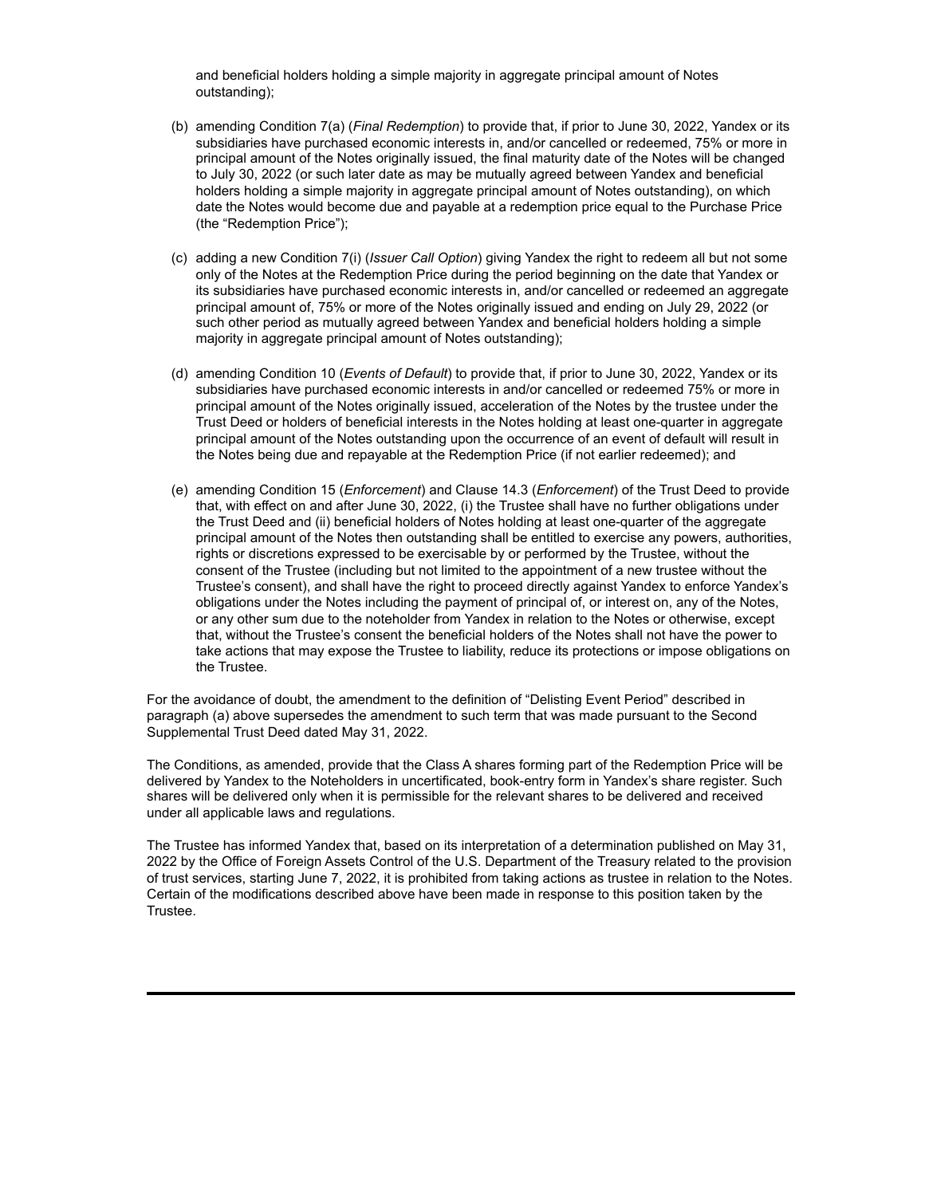and beneficial holders holding a simple majority in aggregate principal amount of Notes outstanding);

(b) amending Condition 7(a) (*Final Redemption*) to provide that, if prior to June 30, 2022, Yandex or its subsidiaries have purchased economic interests in, and/or cancelled or redeemed, 75% or more in principal amount of the Notes originally issued, the final maturity date of the Notes will be changed to July 30, 2022 (or such later date as may be mutually agreed between Yandex and beneficial holders holding a simple majority in aggregate principal amount of Notes outstanding), on which date the Notes would become due and payable at a redemption price equal to the Purchase Price (the "Redemption Price");

(c) adding a new Condition 7(i) (*Issuer Call Option*) giving Yandex the right to redeem all but not some only of the Notes at the Redemption Price during the period beginning on the date that Yandex or its subsidiaries have purchased economic interests in, and/or cancelled or redeemed an aggregate principal amount of, 75% or more of the Notes originally issued and ending on July 29, 2022 (or such other period as mutually agreed between Yandex and beneficial holders holding a simple majority in aggregate principal amount of Notes outstanding);

(d) amending Condition 10 (*Events of Default*) to provide that, if prior to June 30, 2022, Yandex or its subsidiaries have purchased economic interests in and/or cancelled or redeemed 75% or more in principal amount of the Notes originally issued, acceleration of the Notes by the trustee under the Trust Deed or holders of beneficial interests in the Notes holding at least one-quarter in aggregate principal amount of the Notes outstanding upon the occurrence of an event of default will result in the Notes being due and repayable at the Redemption Price (if not earlier redeemed); and

(e) amending Condition 15 (*Enforcement*) and Clause 14.3 (*Enforcement*) of the Trust Deed to provide that, with effect on and after June 30, 2022, (i) the Trustee shall have no further obligations under the Trust Deed and (ii) beneficial holders of Notes holding at least one-quarter of the aggregate principal amount of the Notes then outstanding shall be entitled to exercise any powers, authorities, rights or discretions expressed to be exercisable by or performed by the Trustee, without the consent of the Trustee (including but not limited to the appointment of a new trustee without the Trustee's consent), and shall have the right to proceed directly against Yandex to enforce Yandex's obligations under the Notes including the payment of principal of, or interest on, any of the Notes, or any other sum due to the noteholder from Yandex in relation to the Notes or otherwise, except that, without the Trustee's consent the beneficial holders of the Notes shall not have the power to take actions that may expose the Trustee to liability, reduce its protections or impose obligations on the Trustee.

For the avoidance of doubt, the amendment to the definition of "Delisting Event Period" described in paragraph (a) above supersedes the amendment to such term that was made pursuant to the Second Supplemental Trust Deed dated May 31, 2022.

The Conditions, as amended, provide that the Class A shares forming part of the Redemption Price will be delivered by Yandex to the Noteholders in uncertificated, book-entry form in Yandex's share register. Such shares will be delivered only when it is permissible for the relevant shares to be delivered and received under all applicable laws and regulations.

The Trustee has informed Yandex that, based on its interpretation of a determination published on May 31, 2022 by the Office of Foreign Assets Control of the U.S. Department of the Treasury related to the provision of trust services, starting June 7, 2022, it is prohibited from taking actions as trustee in relation to the Notes. Certain of the modifications described above have been made in response to this position taken by the Trustee.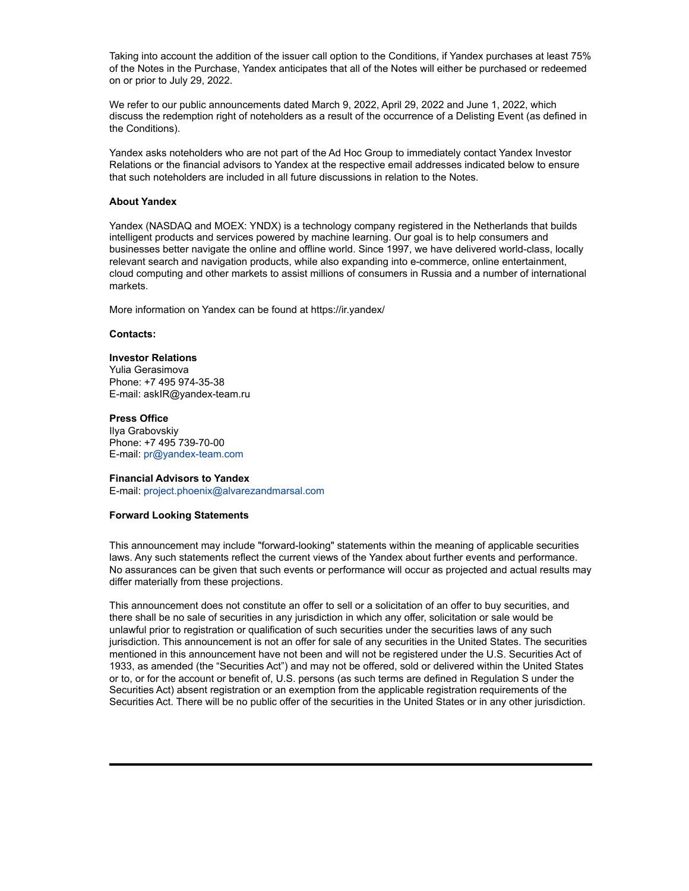Taking into account the addition of the issuer call option to the Conditions, if Yandex purchases at least 75% of the Notes in the Purchase, Yandex anticipates that all of the Notes will either be purchased or redeemed on or prior to July 29, 2022.

We refer to our public announcements dated March 9, 2022, April 29, 2022 and June 1, 2022, which discuss the redemption right of noteholders as a result of the occurrence of a Delisting Event (as defined in the Conditions).

Yandex asks noteholders who are not part of the Ad Hoc Group to immediately contact Yandex Investor Relations or the financial advisors to Yandex at the respective email addresses indicated below to ensure that such noteholders are included in all future discussions in relation to the Notes.

**About Yandex**

Yandex (NASDAQ and MOEX: YNDX) is a technology company registered in the Netherlands that builds intelligent products and services powered by machine learning. Our goal is to help consumers and businesses better navigate the online and offline world. Since 1997, we have delivered world-class, locally relevant search and navigation products, while also expanding into e-commerce, online entertainment, cloud computing and other markets to assist millions of consumers in Russia and a number of international markets.

More information on Yandex can be found at https://ir.yandex/

**Contacts:**

**Investor Relations**
Yulia Gerasimova
Phone: +7 495 974-35-38
E-mail: askIR@yandex-team.ru

**Press Office**
Ilya Grabovskiy
Phone: +7 495 739-70-00
E-mail: pr@yandex-team.com

**Financial Advisors to Yandex**
E-mail: project.phoenix@alvarezandmarsal.com

**Forward Looking Statements**

This announcement may include "forward-looking" statements within the meaning of applicable securities laws. Any such statements reflect the current views of the Yandex about further events and performance. No assurances can be given that such events or performance will occur as projected and actual results may differ materially from these projections.

This announcement does not constitute an offer to sell or a solicitation of an offer to buy securities, and there shall be no sale of securities in any jurisdiction in which any offer, solicitation or sale would be unlawful prior to registration or qualification of such securities under the securities laws of any such jurisdiction. This announcement is not an offer for sale of any securities in the United States. The securities mentioned in this announcement have not been and will not be registered under the U.S. Securities Act of 1933, as amended (the "Securities Act") and may not be offered, sold or delivered within the United States or to, or for the account or benefit of, U.S. persons (as such terms are defined in Regulation S under the Securities Act) absent registration or an exemption from the applicable registration requirements of the Securities Act. There will be no public offer of the securities in the United States or in any other jurisdiction.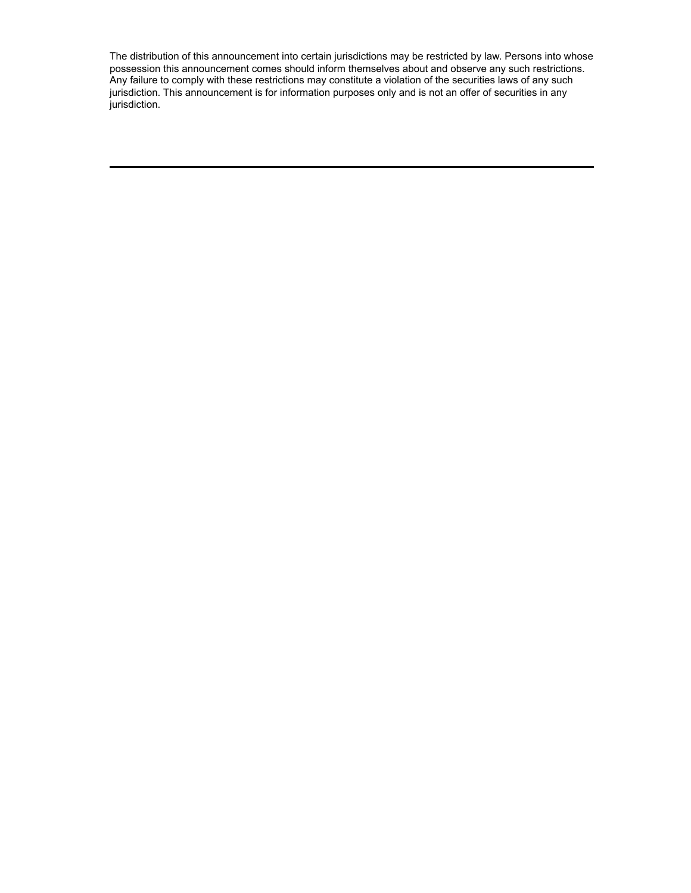The distribution of this announcement into certain jurisdictions may be restricted by law. Persons into whose possession this announcement comes should inform themselves about and observe any such restrictions. Any failure to comply with these restrictions may constitute a violation of the securities laws of any such jurisdiction. This announcement is for information purposes only and is not an offer of securities in any jurisdiction.

---